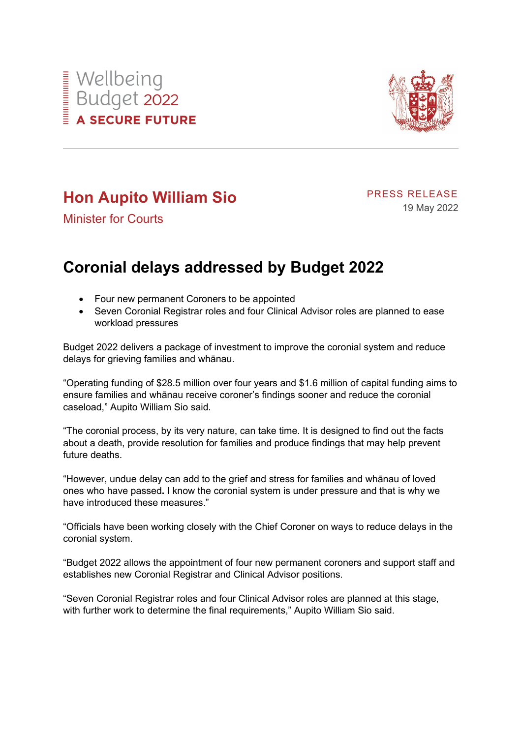Wellbeing Budget 2022

**A SECURE FUTURE**

## Hon Aupito William Sio

Minister for Courts

PRESS RELEASE

19 May 2022

# Coronial delays addressed by Budget 2022

- Four new permanent Coroners to be appointed
- Seven Coronial Registrar roles and four Clinical Advisor roles are planned to ease workload pressures

Budget 2022 delivers a package of investment to improve the coronial system and reduce delays for grieving families and whānau.

“Operating funding of $28.5 million over four years and $1.6 million of capital funding aims to ensure families and whānau receive coroner’s findings sooner and reduce the coronial caseload,” Aupito William Sio said.

“The coronial process, by its very nature, can take time. It is designed to find out the facts about a death, provide resolution for families and produce findings that may help prevent future deaths.

“However, undue delay can add to the grief and stress for families and whānau of loved ones who have passed**.** I know the coronial system is under pressure and that is why we have introduced these measures.”

“Officials have been working closely with the Chief Coroner on ways to reduce delays in the coronial system.

“Budget 2022 allows the appointment of four new permanent coroners and support staff and establishes new Coronial Registrar and Clinical Advisor positions.

“Seven Coronial Registrar roles and four Clinical Advisor roles are planned at this stage, with further work to determine the final requirements,” Aupito William Sio said.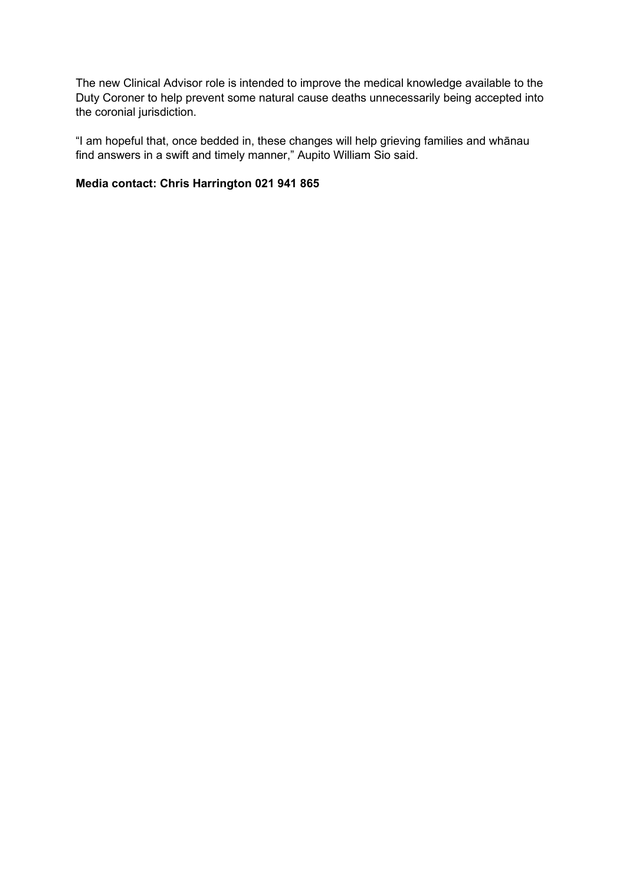The new Clinical Advisor role is intended to improve the medical knowledge available to the Duty Coroner to help prevent some natural cause deaths unnecessarily being accepted into the coronial jurisdiction.

“I am hopeful that, once bedded in, these changes will help grieving families and whānau find answers in a swift and timely manner,” Aupito William Sio said.

**Media contact: Chris Harrington 021 941 865**